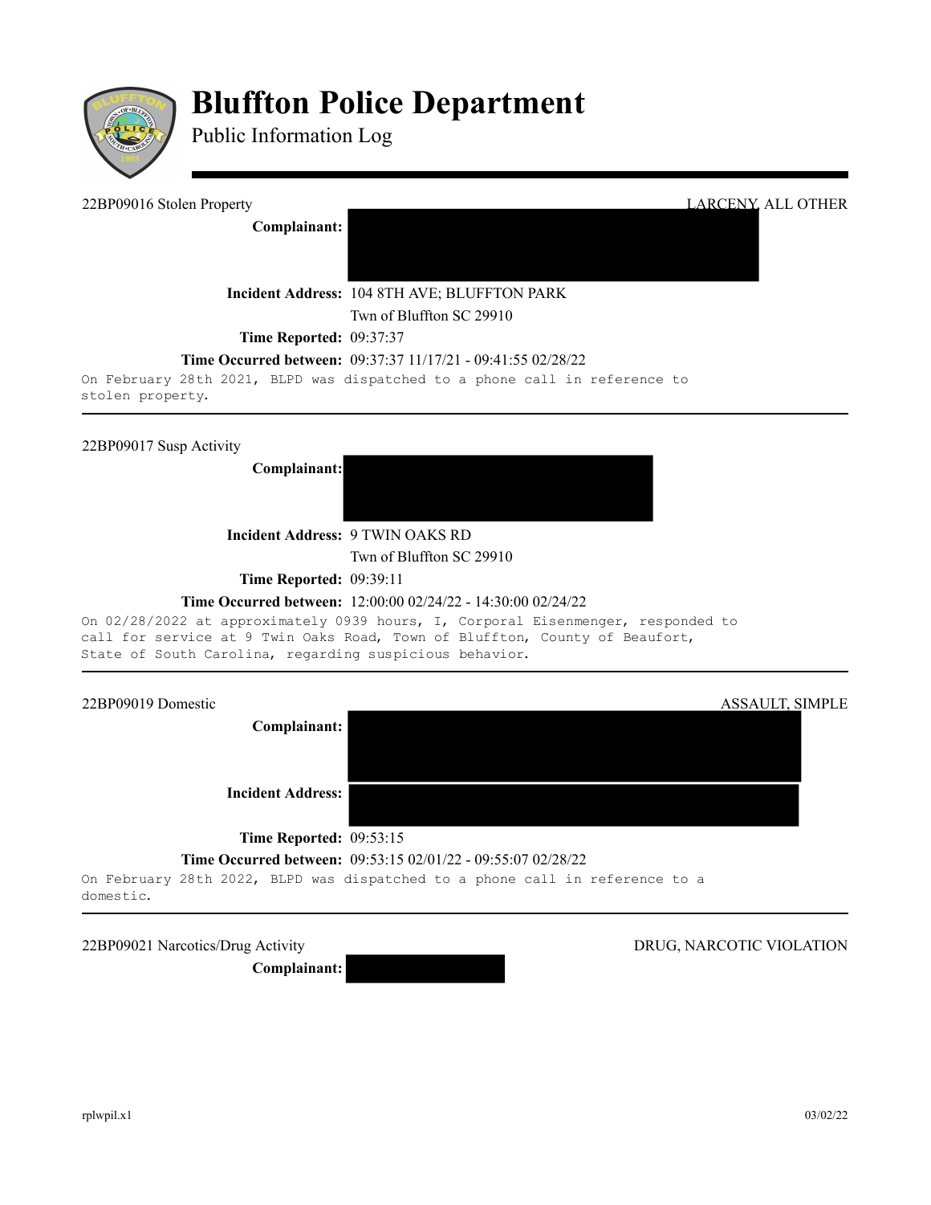# Bluffton Police Department

Public Information Log

---

22BP09016 Stolen Property — LARCENY, ALL OTHER

**Complainant:** [REDACTED]

**Incident Address:** 104 8TH AVE; BLUFFTON PARK
Twn of Bluffton SC 29910

**Time Reported:** 09:37:37

**Time Occurred between:** 09:37:37 11/17/21 - 09:41:55 02/28/22

On February 28th 2021, BLPD was dispatched to a phone call in reference to stolen property.

---

22BP09017 Susp Activity

**Complainant:** [REDACTED]

**Incident Address:** 9 TWIN OAKS RD
Twn of Bluffton SC 29910

**Time Reported:** 09:39:11

**Time Occurred between:** 12:00:00 02/24/22 - 14:30:00 02/24/22

On 02/28/2022 at approximately 0939 hours, I, Corporal Eisenmenger, responded to call for service at 9 Twin Oaks Road, Town of Bluffton, County of Beaufort, State of South Carolina, regarding suspicious behavior.

---

22BP09019 Domestic — ASSAULT, SIMPLE

**Complainant:** [REDACTED]

**Incident Address:** [REDACTED]

**Time Reported:** 09:53:15

**Time Occurred between:** 09:53:15 02/01/22 - 09:55:07 02/28/22

On February 28th 2022, BLPD was dispatched to a phone call in reference to a domestic.

---

22BP09021 Narcotics/Drug Activity — DRUG, NARCOTIC VIOLATION

**Complainant:** [REDACTED]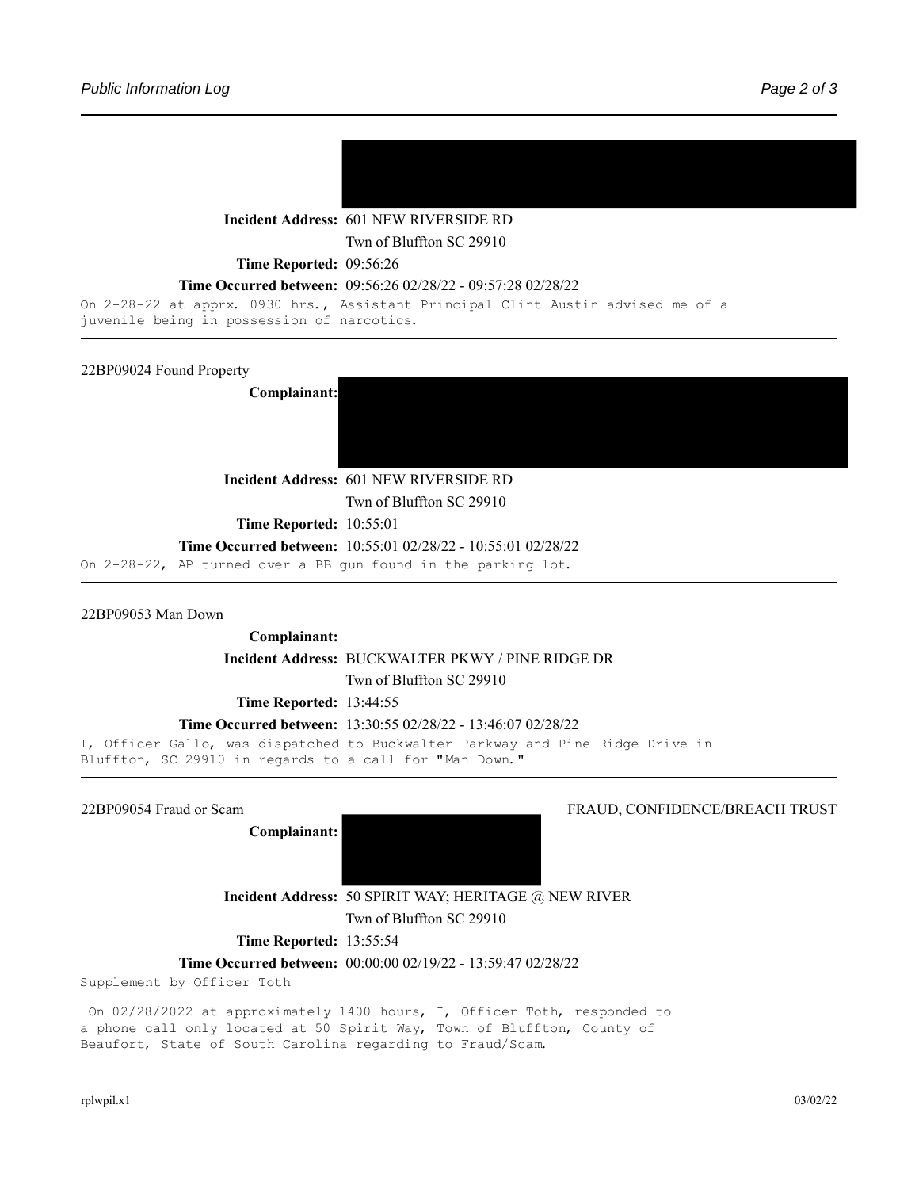**Incident Address:** 601 NEW RIVERSIDE RD
Twn of Bluffton SC 29910

**Time Reported:** 09:56:26

**Time Occurred between:** 09:56:26 02/28/22 - 09:57:28 02/28/22

On 2-28-22 at apprx. 0930 hrs., Assistant Principal Clint Austin advised me of a juvenile being in possession of narcotics.

---

22BP09024 Found Property

**Complainant:**

**Incident Address:** 601 NEW RIVERSIDE RD
Twn of Bluffton SC 29910

**Time Reported:** 10:55:01

**Time Occurred between:** 10:55:01 02/28/22 - 10:55:01 02/28/22

On 2-28-22, AP turned over a BB gun found in the parking lot.

---

22BP09053 Man Down

**Complainant:**

**Incident Address:** BUCKWALTER PKWY / PINE RIDGE DR
Twn of Bluffton SC 29910

**Time Reported:** 13:44:55

**Time Occurred between:** 13:30:55 02/28/22 - 13:46:07 02/28/22

I, Officer Gallo, was dispatched to Buckwalter Parkway and Pine Ridge Drive in Bluffton, SC 29910 in regards to a call for "Man Down."

---

22BP09054 Fraud or Scam — FRAUD, CONFIDENCE/BREACH TRUST

**Complainant:**

**Incident Address:** 50 SPIRIT WAY; HERITAGE @ NEW RIVER
Twn of Bluffton SC 29910

**Time Reported:** 13:55:54

**Time Occurred between:** 00:00:00 02/19/22 - 13:59:47 02/28/22

Supplement by Officer Toth

On 02/28/2022 at approximately 1400 hours, I, Officer Toth, responded to a phone call only located at 50 Spirit Way, Town of Bluffton, County of Beaufort, State of South Carolina regarding to Fraud/Scam.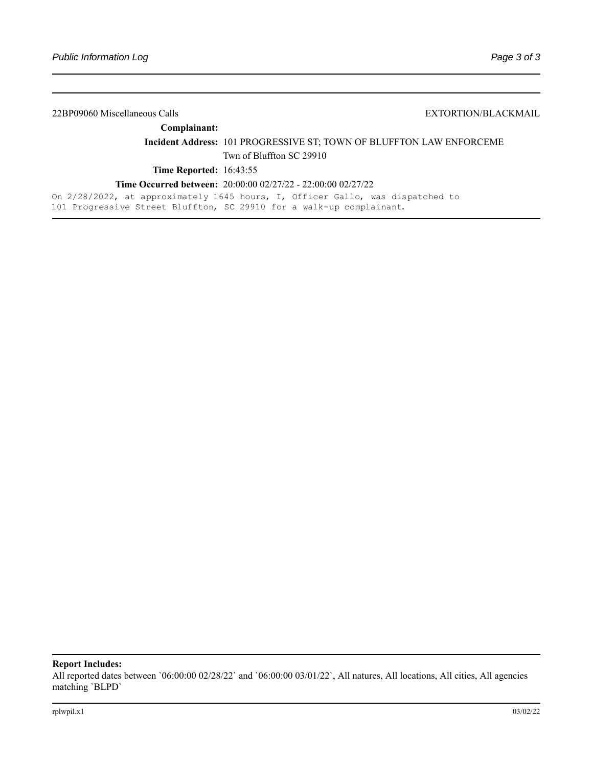22BP09060 Miscellaneous Calls EXTORTION/BLACKMAIL

**Complainant:**

**Incident Address:** 101 PROGRESSIVE ST; TOWN OF BLUFFTON LAW ENFORCEME
Twn of Bluffton SC 29910

**Time Reported:** 16:43:55

**Time Occurred between:** 20:00:00 02/27/22 - 22:00:00 02/27/22

On 2/28/2022, at approximately 1645 hours, I, Officer Gallo, was dispatched to 101 Progressive Street Bluffton, SC 29910 for a walk-up complainant.

---

**Report Includes:**

All reported dates between `06:00:00 02/28/22` and `06:00:00 03/01/22`, All natures, All locations, All cities, All agencies matching `BLPD`

rplwpil.x1 03/02/22